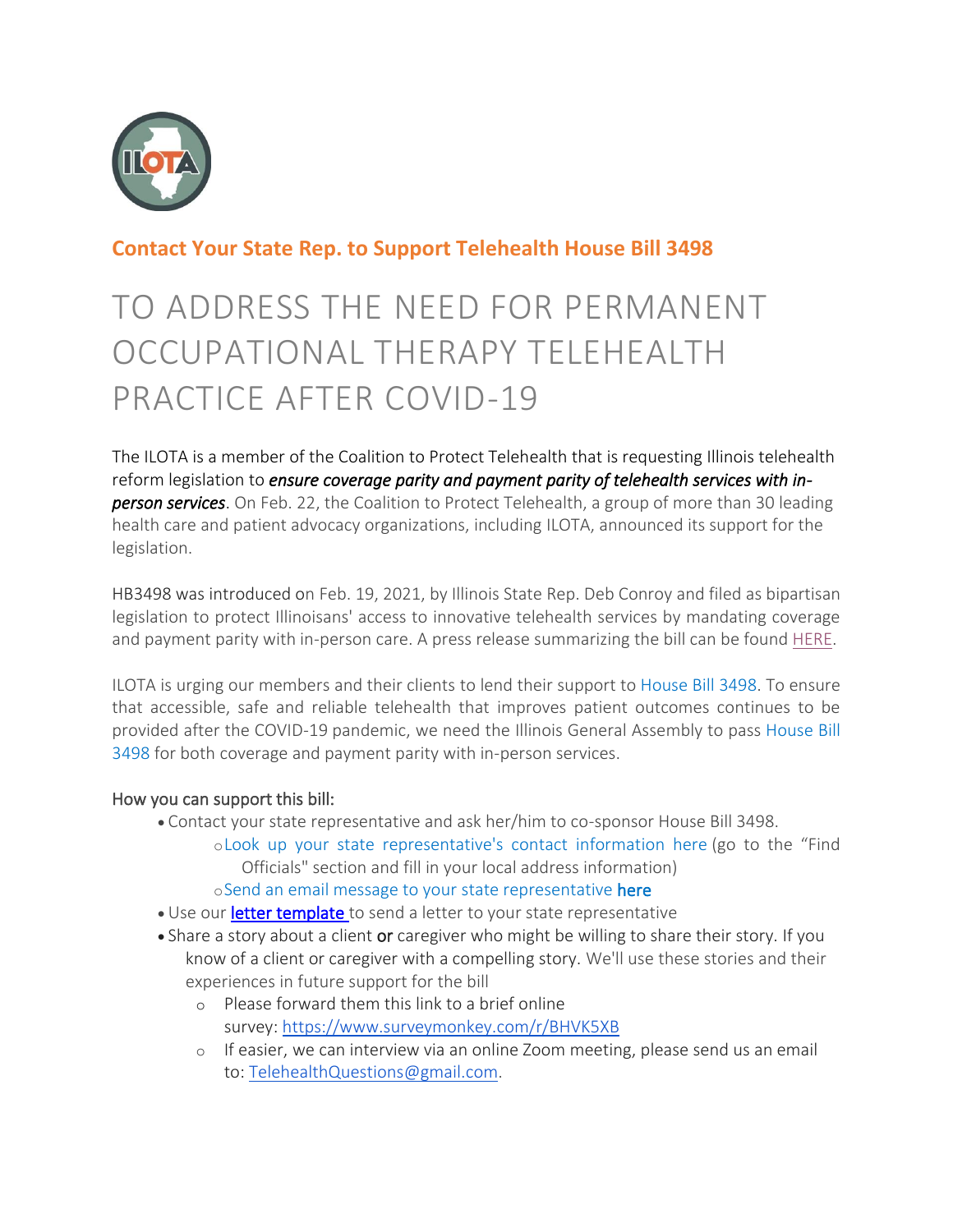## Contact Your State Rep. to Support Telehealth House Bill 3498

# TO ADDRESS THE NEED FOR PERMANENT OCCUPATIONAL THERAPY TELEHEALTH PRACTICE AFTER COVID-19

The ILOTA is a member of the Coalition to Protect Telehealth that is requesting Illinois telehealth reform legislation to ***ensure coverage parity and payment parity of telehealth services with in-person services***. On Feb. 22, the Coalition to Protect Telehealth, a group of more than 30 leading health care and patient advocacy organizations, including ILOTA, announced its support for the legislation.

HB3498 was introduced on Feb. 19, 2021, by Illinois State Rep. Deb Conroy and filed as bipartisan legislation to protect Illinoisans' access to innovative telehealth services by mandating coverage and payment parity with in-person care. A press release summarizing the bill can be found HERE.

ILOTA is urging our members and their clients to lend their support to House Bill 3498. To ensure that accessible, safe and reliable telehealth that improves patient outcomes continues to be provided after the COVID-19 pandemic, we need the Illinois General Assembly to pass House Bill 3498 for both coverage and payment parity with in-person services.

How you can support this bill:

- Contact your state representative and ask her/him to co-sponsor House Bill 3498.
  - Look up your state representative's contact information here (go to the "Find Officials" section and fill in your local address information)
  - Send an email message to your state representative **here**
- Use our **letter template** to send a letter to your state representative
- Share a story about a client **or** caregiver who might be willing to share their story. If you know of a client or caregiver with a compelling story. We'll use these stories and their experiences in future support for the bill
  - Please forward them this link to a brief online survey: https://www.surveymonkey.com/r/BHVK5XB
  - If easier, we can interview via an online Zoom meeting, please send us an email to: TelehealthQuestions@gmail.com.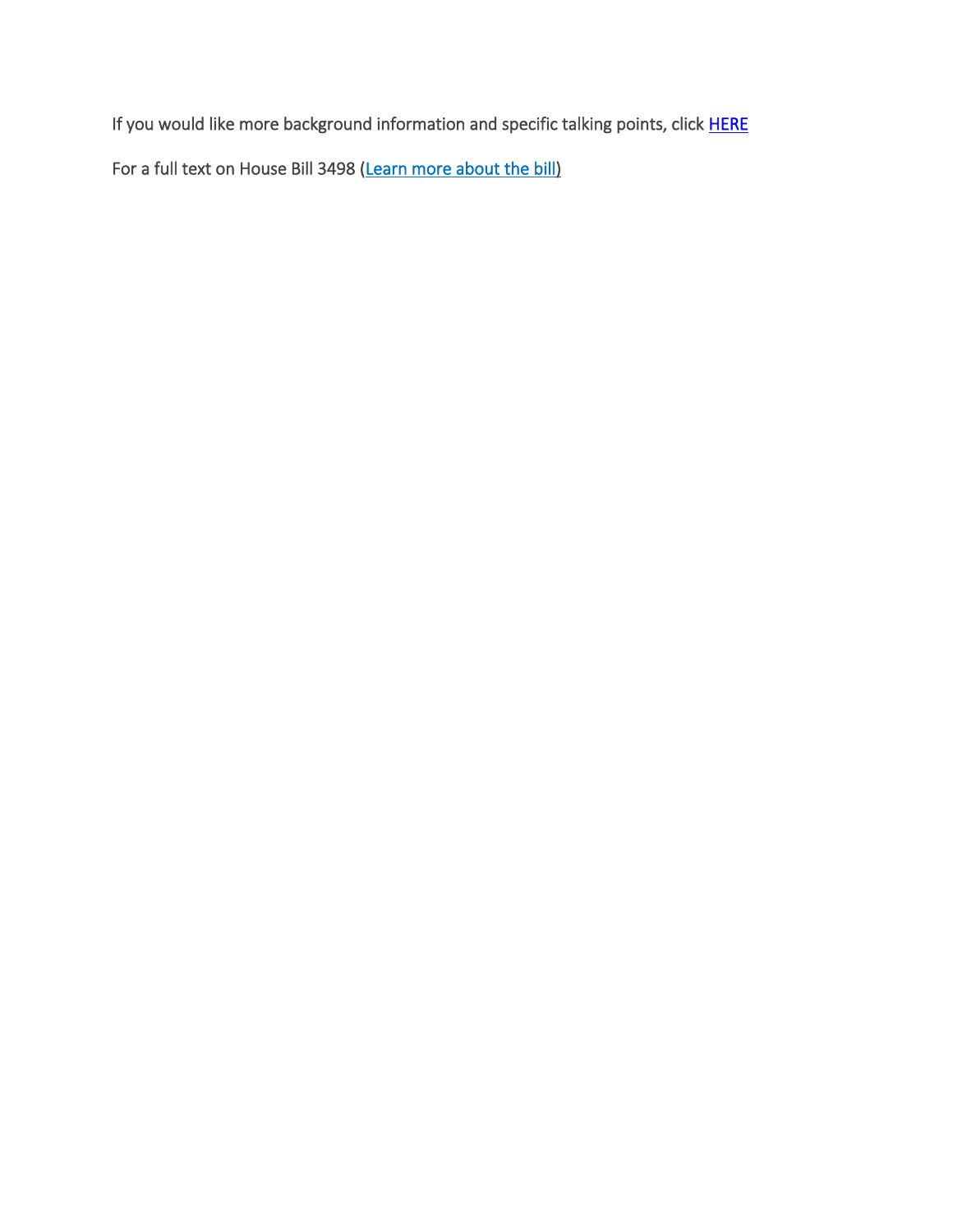If you would like more background information and specific talking points, click HERE

For a full text on House Bill 3498 (Learn more about the bill)